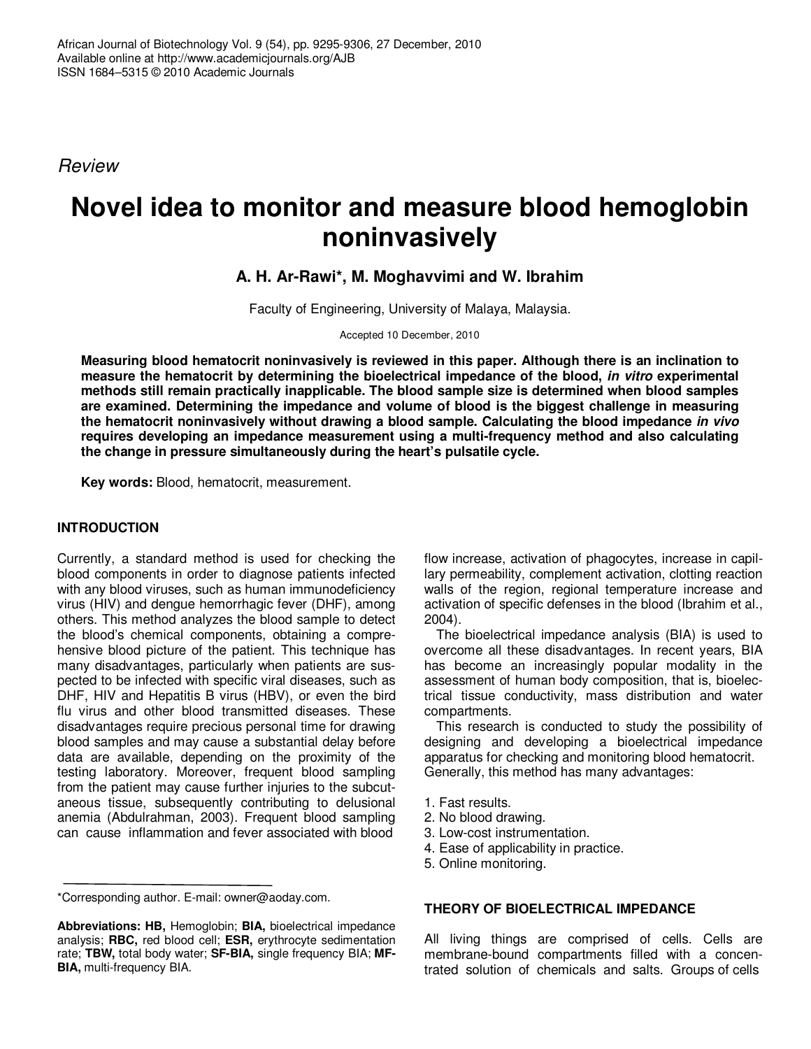*Review*

# Novel idea to monitor and measure blood hemoglobin noninvasively

**A. H. Ar-Rawi*, M. Moghavvimi and W. Ibrahim**

Faculty of Engineering, University of Malaya, Malaysia.

Accepted 10 December, 2010

**Measuring blood hematocrit noninvasively is reviewed in this paper. Although there is an inclination to measure the hematocrit by determining the bioelectrical impedance of the blood, *in vitro* experimental methods still remain practically inapplicable. The blood sample size is determined when blood samples are examined. Determining the impedance and volume of blood is the biggest challenge in measuring the hematocrit noninvasively without drawing a blood sample. Calculating the blood impedance *in vivo* requires developing an impedance measurement using a multi-frequency method and also calculating the change in pressure simultaneously during the heart's pulsatile cycle.**

**Key words:** Blood, hematocrit, measurement.

## INTRODUCTION

Currently, a standard method is used for checking the blood components in order to diagnose patients infected with any blood viruses, such as human immunodeficiency virus (HIV) and dengue hemorrhagic fever (DHF), among others. This method analyzes the blood sample to detect the blood's chemical components, obtaining a comprehensive blood picture of the patient. This technique has many disadvantages, particularly when patients are suspected to be infected with specific viral diseases, such as DHF, HIV and Hepatitis B virus (HBV), or even the bird flu virus and other blood transmitted diseases. These disadvantages require precious personal time for drawing blood samples and may cause a substantial delay before data are available, depending on the proximity of the testing laboratory. Moreover, frequent blood sampling from the patient may cause further injuries to the subcutaneous tissue, subsequently contributing to delusional anemia (Abdulrahman, 2003). Frequent blood sampling can cause inflammation and fever associated with blood flow increase, activation of phagocytes, increase in capillary permeability, complement activation, clotting reaction walls of the region, regional temperature increase and activation of specific defenses in the blood (Ibrahim et al., 2004).

The bioelectrical impedance analysis (BIA) is used to overcome all these disadvantages. In recent years, BIA has become an increasingly popular modality in the assessment of human body composition, that is, bioelectrical tissue conductivity, mass distribution and water compartments.

This research is conducted to study the possibility of designing and developing a bioelectrical impedance apparatus for checking and monitoring blood hematocrit. Generally, this method has many advantages:

1. Fast results.
2. No blood drawing.
3. Low-cost instrumentation.
4. Ease of applicability in practice.
5. Online monitoring.

## THEORY OF BIOELECTRICAL IMPEDANCE

All living things are comprised of cells. Cells are membrane-bound compartments filled with a concentrated solution of chemicals and salts. Groups of cells

*Corresponding author. E-mail: owner@aoday.com.

**Abbreviations: HB,** Hemoglobin; **BIA,** bioelectrical impedance analysis; **RBC,** red blood cell; **ESR,** erythrocyte sedimentation rate; **TBW,** total body water; **SF-BIA,** single frequency BIA; **MF-BIA,** multi-frequency BIA.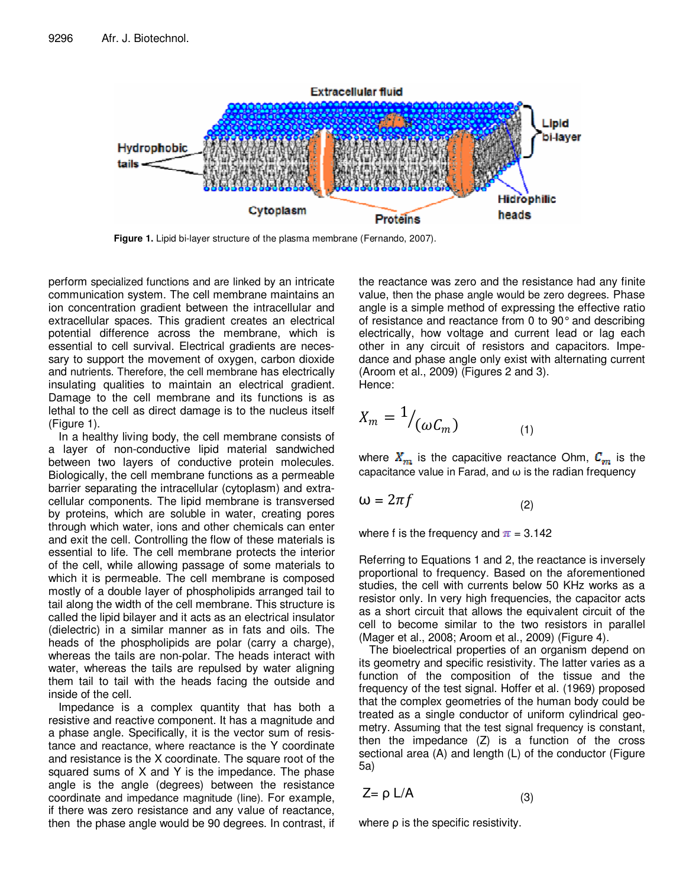Figure 1. Lipid bi-layer structure of the plasma membrane (Fernando, 2007).

perform specialized functions and are linked by an intricate communication system. The cell membrane maintains an ion concentration gradient between the intracellular and extracellular spaces. This gradient creates an electrical potential difference across the membrane, which is essential to cell survival. Electrical gradients are necessary to support the movement of oxygen, carbon dioxide and nutrients. Therefore, the cell membrane has electrically insulating qualities to maintain an electrical gradient. Damage to the cell membrane and its functions is as lethal to the cell as direct damage is to the nucleus itself (Figure 1).

In a healthy living body, the cell membrane consists of a layer of non-conductive lipid material sandwiched between two layers of conductive protein molecules. Biologically, the cell membrane functions as a permeable barrier separating the intracellular (cytoplasm) and extracellular components. The lipid membrane is transversed by proteins, which are soluble in water, creating pores through which water, ions and other chemicals can enter and exit the cell. Controlling the flow of these materials is essential to life. The cell membrane protects the interior of the cell, while allowing passage of some materials to which it is permeable. The cell membrane is composed mostly of a double layer of phospholipids arranged tail to tail along the width of the cell membrane. This structure is called the lipid bilayer and it acts as an electrical insulator (dielectric) in a similar manner as in fats and oils. The heads of the phospholipids are polar (carry a charge), whereas the tails are non-polar. The heads interact with water, whereas the tails are repulsed by water aligning them tail to tail with the heads facing the outside and inside of the cell.

Impedance is a complex quantity that has both a resistive and reactive component. It has a magnitude and a phase angle. Specifically, it is the vector sum of resistance and reactance, where reactance is the Y coordinate and resistance is the X coordinate. The square root of the squared sums of X and Y is the impedance. The phase angle is the angle (degrees) between the resistance coordinate and impedance magnitude (line). For example, if there was zero resistance and any value of reactance, then the phase angle would be 90 degrees. In contrast, if the reactance was zero and the resistance had any finite value, then the phase angle would be zero degrees. Phase angle is a simple method of expressing the effective ratio of resistance and reactance from 0 to 90° and describing electrically, how voltage and current lead or lag each other in any circuit of resistors and capacitors. Impedance and phase angle only exist with alternating current (Aroom et al., 2009) (Figures 2 and 3).

Hence:

$$X_m = 1/(\omega C_m) \qquad (1)$$

where $X_m$ is the capacitive reactance Ohm, $C_m$ is the capacitance value in Farad, and ω is the radian frequency

$$\omega = 2\pi f \qquad (2)$$

where f is the frequency and $\pi$ = 3.142

Referring to Equations 1 and 2, the reactance is inversely proportional to frequency. Based on the aforementioned studies, the cell with currents below 50 KHz works as a resistor only. In very high frequencies, the capacitor acts as a short circuit that allows the equivalent circuit of the cell to become similar to the two resistors in parallel (Mager et al., 2008; Aroom et al., 2009) (Figure 4).

The bioelectrical properties of an organism depend on its geometry and specific resistivity. The latter varies as a function of the composition of the tissue and the frequency of the test signal. Hoffer et al. (1969) proposed that the complex geometries of the human body could be treated as a single conductor of uniform cylindrical geometry. Assuming that the test signal frequency is constant, then the impedance (Z) is a function of the cross sectional area (A) and length (L) of the conductor (Figure 5a)

$$Z = \rho L/A \qquad (3)$$

where ρ is the specific resistivity.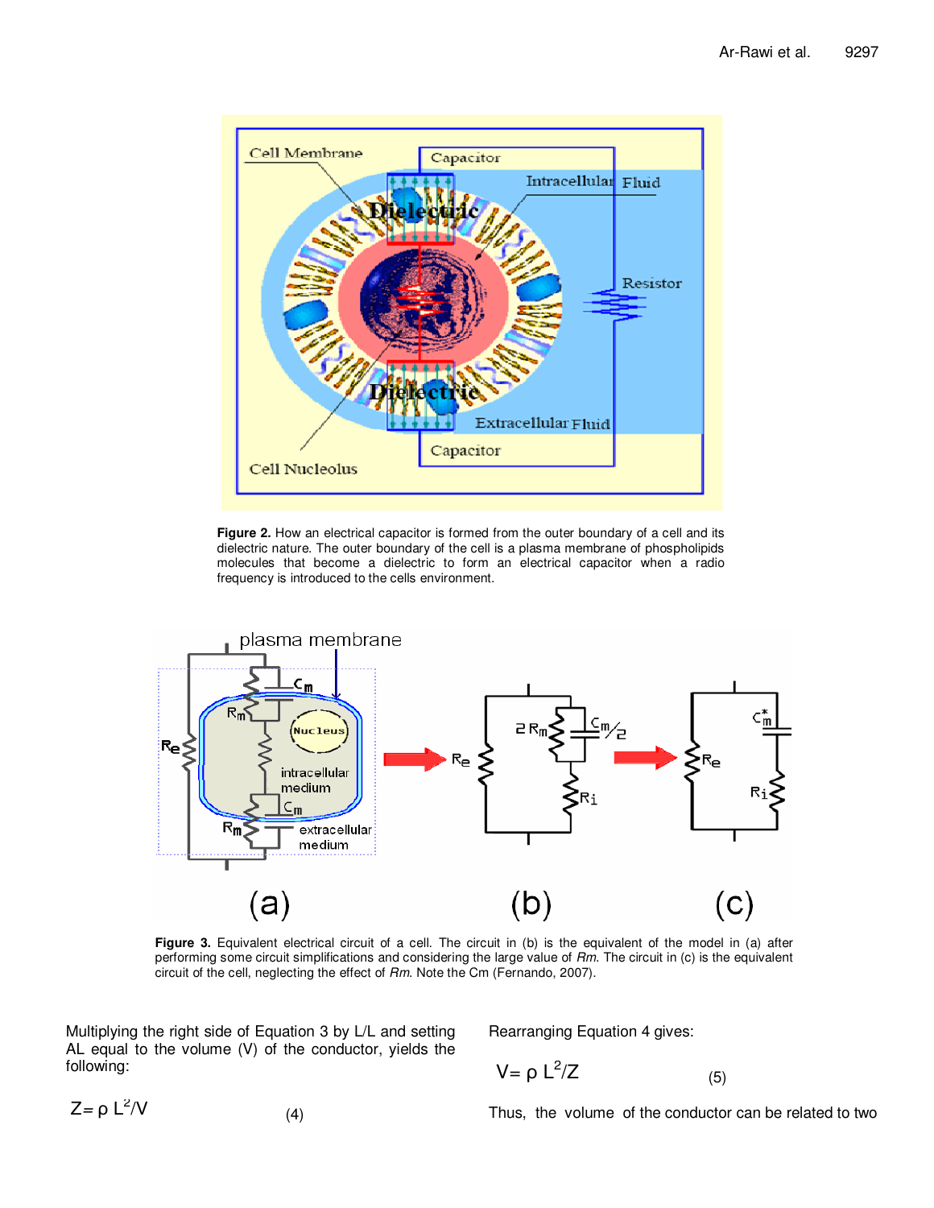**Figure 2.** How an electrical capacitor is formed from the outer boundary of a cell and its dielectric nature. The outer boundary of the cell is a plasma membrane of phospholipids molecules that become a dielectric to form an electrical capacitor when a radio frequency is introduced to the cells environment.

**Figure 3.** Equivalent electrical circuit of a cell. The circuit in (b) is the equivalent of the model in (a) after performing some circuit simplifications and considering the large value of *Rm.* The circuit in (c) is the equivalent circuit of the cell, neglecting the effect of *Rm.* Note the Cm (Fernando, 2007).

Multiplying the right side of Equation 3 by L/L and setting AL equal to the volume (V) of the conductor, yields the following:

$$Z = \rho L^2/V \qquad (4)$$

Rearranging Equation 4 gives:

$$V = \rho L^2/Z \qquad (5)$$

Thus, the volume of the conductor can be related to two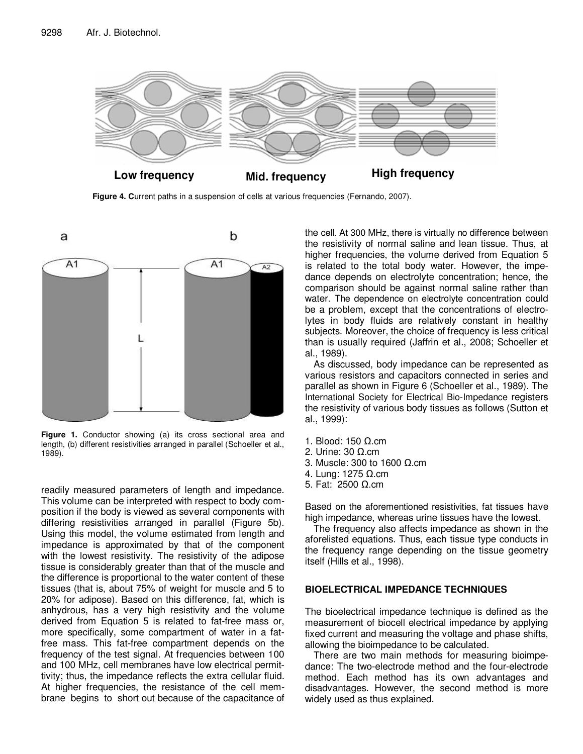Low frequency Mid. frequency High frequency

**Figure 4. C**urrent paths in a suspension of cells at various frequencies (Fernando, 2007).

**Figure 1.** Conductor showing (a) its cross sectional area and length, (b) different resistivities arranged in parallel (Schoeller et al., 1989).

readily measured parameters of length and impedance. This volume can be interpreted with respect to body composition if the body is viewed as several components with differing resistivities arranged in parallel (Figure 5b). Using this model, the volume estimated from length and impedance is approximated by that of the component with the lowest resistivity. The resistivity of the adipose tissue is considerably greater than that of the muscle and the difference is proportional to the water content of these tissues (that is, about 75% of weight for muscle and 5 to 20% for adipose). Based on this difference, fat, which is anhydrous, has a very high resistivity and the volume derived from Equation 5 is related to fat-free mass or, more specifically, some compartment of water in a fat-free mass. This fat-free compartment depends on the frequency of the test signal. At frequencies between 100 and 100 MHz, cell membranes have low electrical permittivity; thus, the impedance reflects the extra cellular fluid. At higher frequencies, the resistance of the cell membrane begins to short out because of the capacitance of the cell. At 300 MHz, there is virtually no difference between the resistivity of normal saline and lean tissue. Thus, at higher frequencies, the volume derived from Equation 5 is related to the total body water. However, the impedance depends on electrolyte concentration; hence, the comparison should be against normal saline rather than water. The dependence on electrolyte concentration could be a problem, except that the concentrations of electrolytes in body fluids are relatively constant in healthy subjects. Moreover, the choice of frequency is less critical than is usually required (Jaffrin et al., 2008; Schoeller et al., 1989).

As discussed, body impedance can be represented as various resistors and capacitors connected in series and parallel as shown in Figure 6 (Schoeller et al., 1989). The International Society for Electrical Bio-Impedance registers the resistivity of various body tissues as follows (Sutton et al., 1999):

1. Blood: 150 Ω.cm
2. Urine: 30 Ω.cm
3. Muscle: 300 to 1600 Ω.cm
4. Lung: 1275 Ω.cm
5. Fat: 2500 Ω.cm

Based on the aforementioned resistivities, fat tissues have high impedance, whereas urine tissues have the lowest.

The frequency also affects impedance as shown in the aforelisted equations. Thus, each tissue type conducts in the frequency range depending on the tissue geometry itself (Hills et al., 1998).

## BIOELECTRICAL IMPEDANCE TECHNIQUES

The bioelectrical impedance technique is defined as the measurement of biocell electrical impedance by applying fixed current and measuring the voltage and phase shifts, allowing the bioimpedance to be calculated.

There are two main methods for measuring bioimpedance: The two-electrode method and the four-electrode method. Each method has its own advantages and disadvantages. However, the second method is more widely used as thus explained.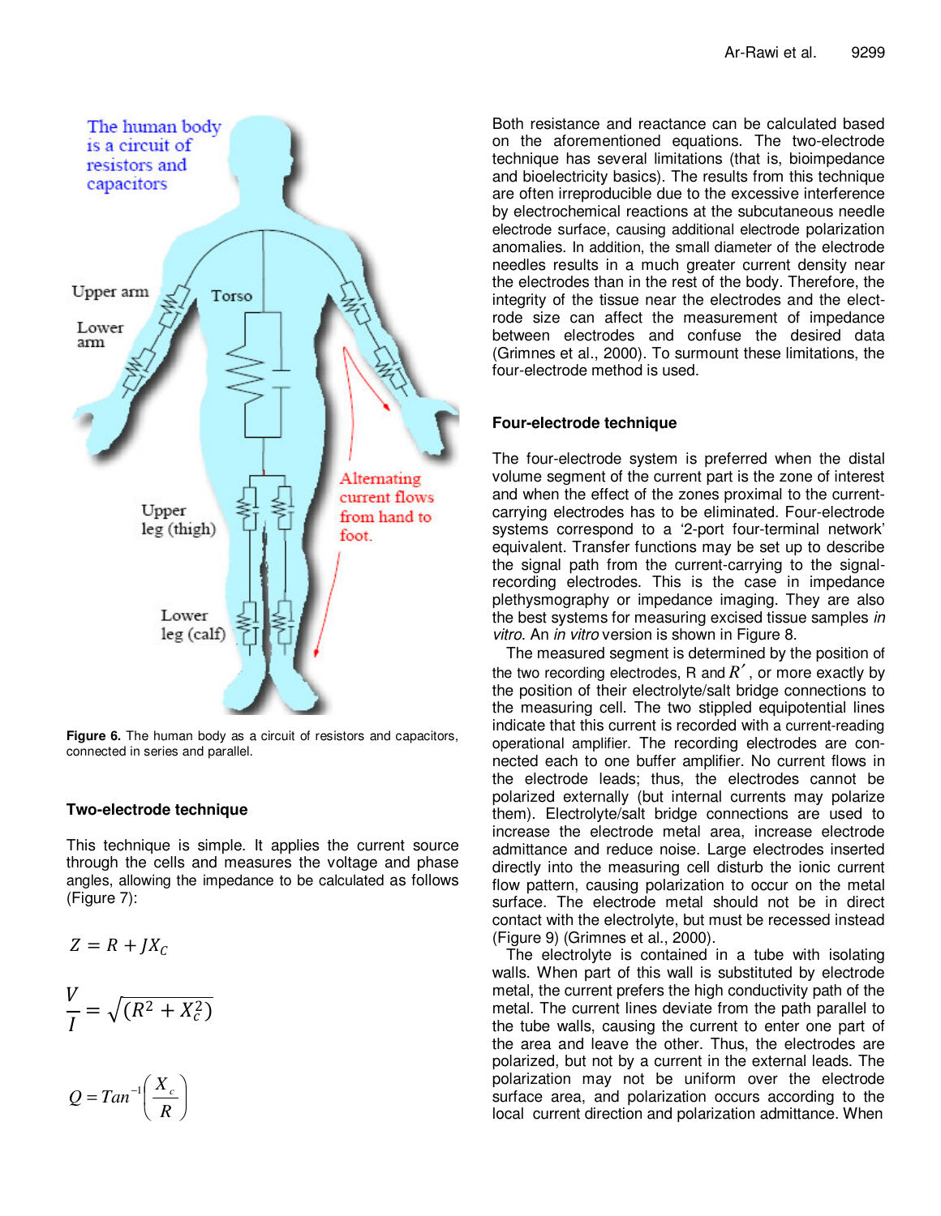Figure 6. The human body as a circuit of resistors and capacitors, connected in series and parallel.

## Two-electrode technique

This technique is simple. It applies the current source through the cells and measures the voltage and phase angles, allowing the impedance to be calculated as follows (Figure 7):

$$Z = R + JX_C$$

$$\frac{V}{I} = \sqrt{(R^2 + X_C^2)}$$

$$Q = Tan^{-1}\left(\frac{X_c}{R}\right)$$

Both resistance and reactance can be calculated based on the aforementioned equations. The two-electrode technique has several limitations (that is, bioimpedance and bioelectricity basics). The results from this technique are often irreproducible due to the excessive interference by electrochemical reactions at the subcutaneous needle electrode surface, causing additional electrode polarization anomalies. In addition, the small diameter of the electrode needles results in a much greater current density near the electrodes than in the rest of the body. Therefore, the integrity of the tissue near the electrodes and the electrode size can affect the measurement of impedance between electrodes and confuse the desired data (Grimnes et al., 2000). To surmount these limitations, the four-electrode method is used.

## Four-electrode technique

The four-electrode system is preferred when the distal volume segment of the current part is the zone of interest and when the effect of the zones proximal to the current-carrying electrodes has to be eliminated. Four-electrode systems correspond to a '2-port four-terminal network' equivalent. Transfer functions may be set up to describe the signal path from the current-carrying to the signal-recording electrodes. This is the case in impedance plethysmography or impedance imaging. They are also the best systems for measuring excised tissue samples *in vitro*. An *in vitro* version is shown in Figure 8.

The measured segment is determined by the position of the two recording electrodes, R and $R'$, or more exactly by the position of their electrolyte/salt bridge connections to the measuring cell. The two stippled equipotential lines indicate that this current is recorded with a current-reading operational amplifier. The recording electrodes are connected each to one buffer amplifier. No current flows in the electrode leads; thus, the electrodes cannot be polarized externally (but internal currents may polarize them). Electrolyte/salt bridge connections are used to increase the electrode metal area, increase electrode admittance and reduce noise. Large electrodes inserted directly into the measuring cell disturb the ionic current flow pattern, causing polarization to occur on the metal surface. The electrode metal should not be in direct contact with the electrolyte, but must be recessed instead (Figure 9) (Grimnes et al., 2000).

The electrolyte is contained in a tube with isolating walls. When part of this wall is substituted by electrode metal, the current prefers the high conductivity path of the metal. The current lines deviate from the path parallel to the tube walls, causing the current to enter one part of the area and leave the other. Thus, the electrodes are polarized, but not by a current in the external leads. The polarization may not be uniform over the electrode surface area, and polarization occurs according to the local current direction and polarization admittance. When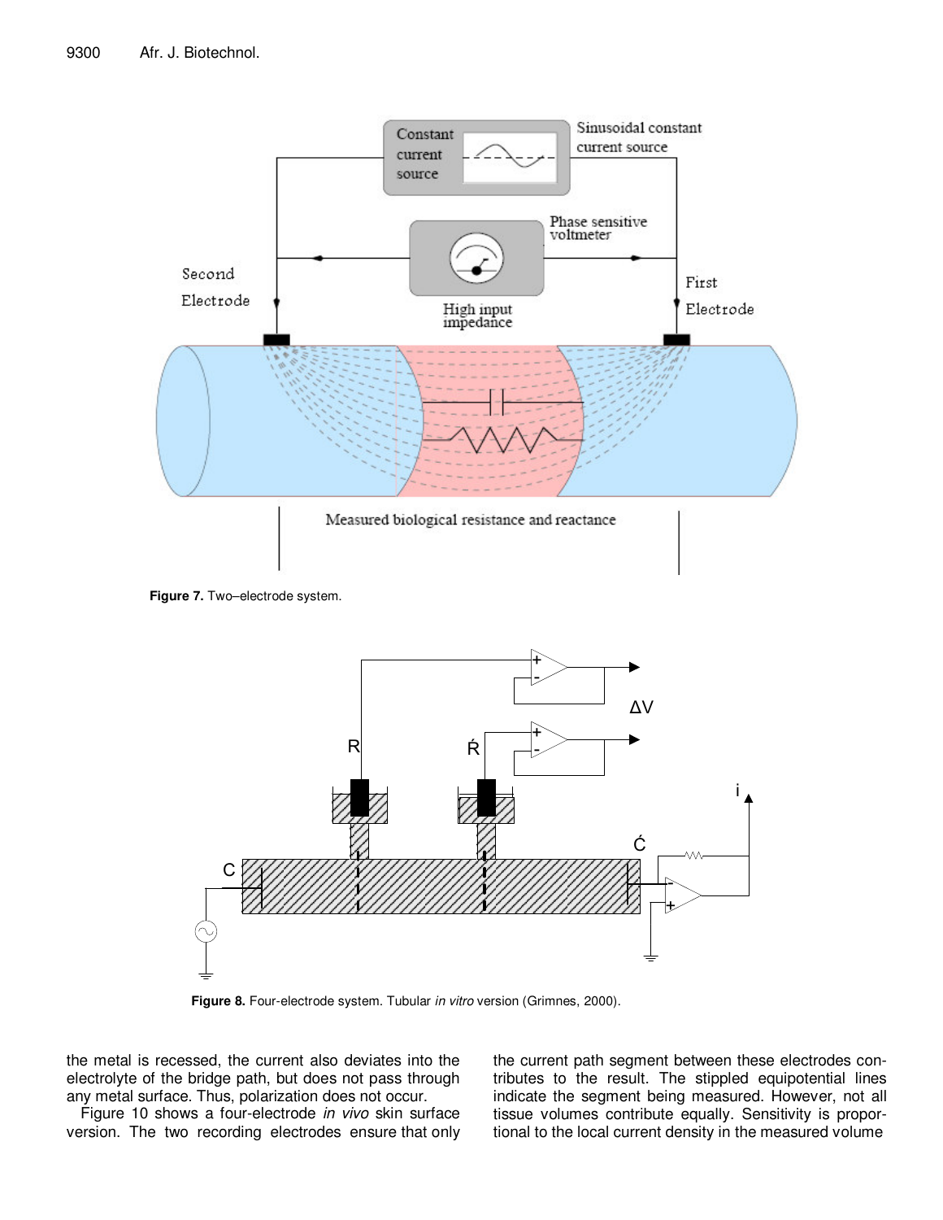Figure 7. Two–electrode system.

Figure 8. Four-electrode system. Tubular *in vitro* version (Grimnes, 2000).

the metal is recessed, the current also deviates into the electrolyte of the bridge path, but does not pass through any metal surface. Thus, polarization does not occur.

Figure 10 shows a four-electrode *in vivo* skin surface version. The two recording electrodes ensure that only the current path segment between these electrodes contributes to the result. The stippled equipotential lines indicate the segment being measured. However, not all tissue volumes contribute equally. Sensitivity is proportional to the local current density in the measured volume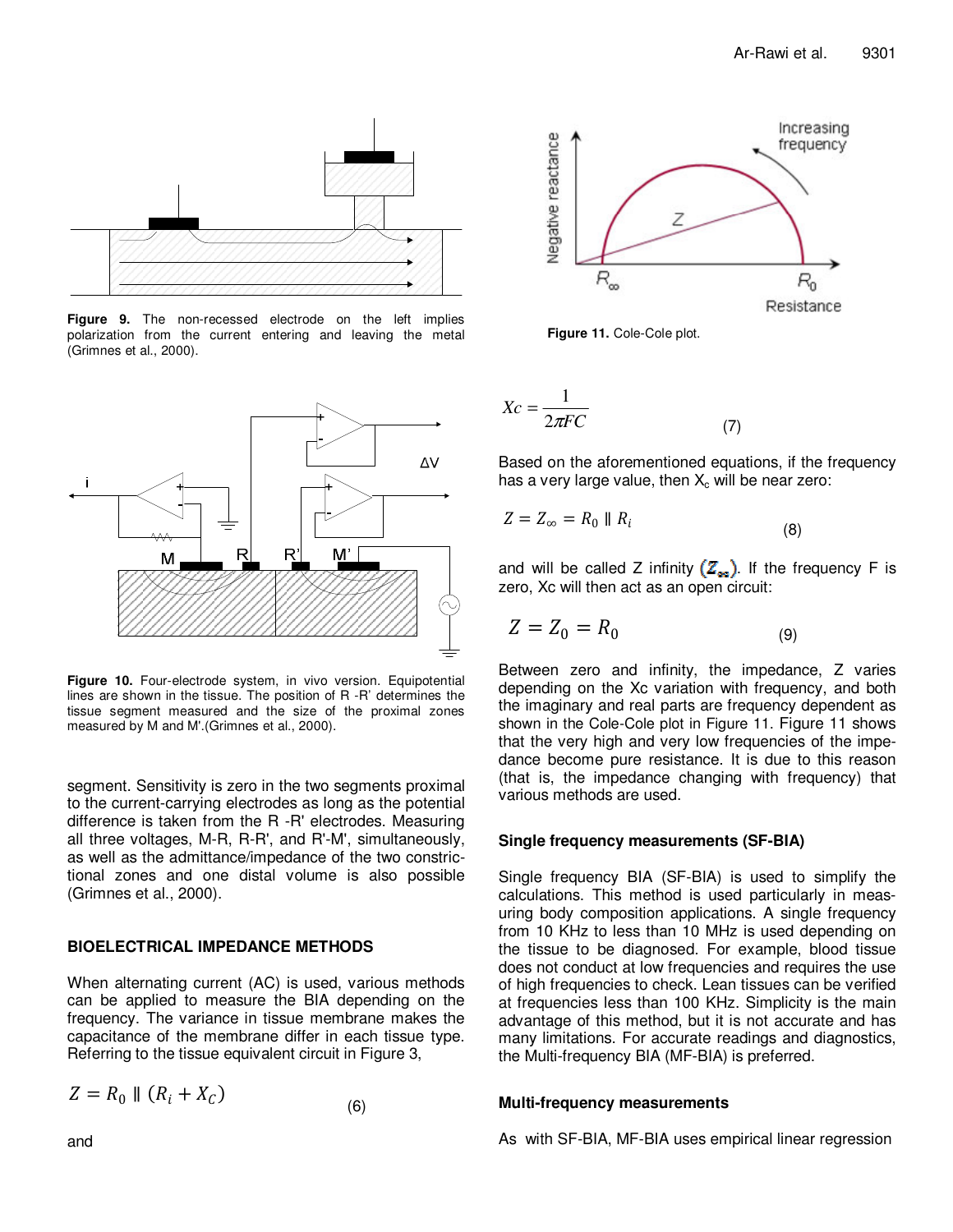**Figure 9.** The non-recessed electrode on the left implies polarization from the current entering and leaving the metal (Grimnes et al., 2000).

**Figure 10.** Four-electrode system, in vivo version. Equipotential lines are shown in the tissue. The position of R -R' determines the tissue segment measured and the size of the proximal zones measured by M and M'.(Grimnes et al., 2000).

segment. Sensitivity is zero in the two segments proximal to the current-carrying electrodes as long as the potential difference is taken from the R -R' electrodes. Measuring all three voltages, M-R, R-R', and R'-M', simultaneously, as well as the admittance/impedance of the two constrictional zones and one distal volume is also possible (Grimnes et al., 2000).

## BIOELECTRICAL IMPEDANCE METHODS

When alternating current (AC) is used, various methods can be applied to measure the BIA depending on the frequency. The variance in tissue membrane makes the capacitance of the membrane differ in each tissue type. Referring to the tissue equivalent circuit in Figure 3,

$$Z = R_0 \parallel (R_i + X_C) \tag{6}$$

and

**Figure 11.** Cole-Cole plot.

$$Xc = \frac{1}{2\pi FC} \tag{7}$$

Based on the aforementioned equations, if the frequency has a very large value, then $X_c$ will be near zero:

$$Z = Z_\infty = R_0 \parallel R_i \tag{8}$$

and will be called Z infinity $(Z_\infty)$. If the frequency F is zero, Xc will then act as an open circuit:

$$Z = Z_0 = R_0 \tag{9}$$

Between zero and infinity, the impedance, Z varies depending on the Xc variation with frequency, and both the imaginary and real parts are frequency dependent as shown in the Cole-Cole plot in Figure 11. Figure 11 shows that the very high and very low frequencies of the impedance become pure resistance. It is due to this reason (that is, the impedance changing with frequency) that various methods are used.

### Single frequency measurements (SF-BIA)

Single frequency BIA (SF-BIA) is used to simplify the calculations. This method is used particularly in measuring body composition applications. A single frequency from 10 KHz to less than 10 MHz is used depending on the tissue to be diagnosed. For example, blood tissue does not conduct at low frequencies and requires the use of high frequencies to check. Lean tissues can be verified at frequencies less than 100 KHz. Simplicity is the main advantage of this method, but it is not accurate and has many limitations. For accurate readings and diagnostics, the Multi-frequency BIA (MF-BIA) is preferred.

### Multi-frequency measurements

As with SF-BIA, MF-BIA uses empirical linear regression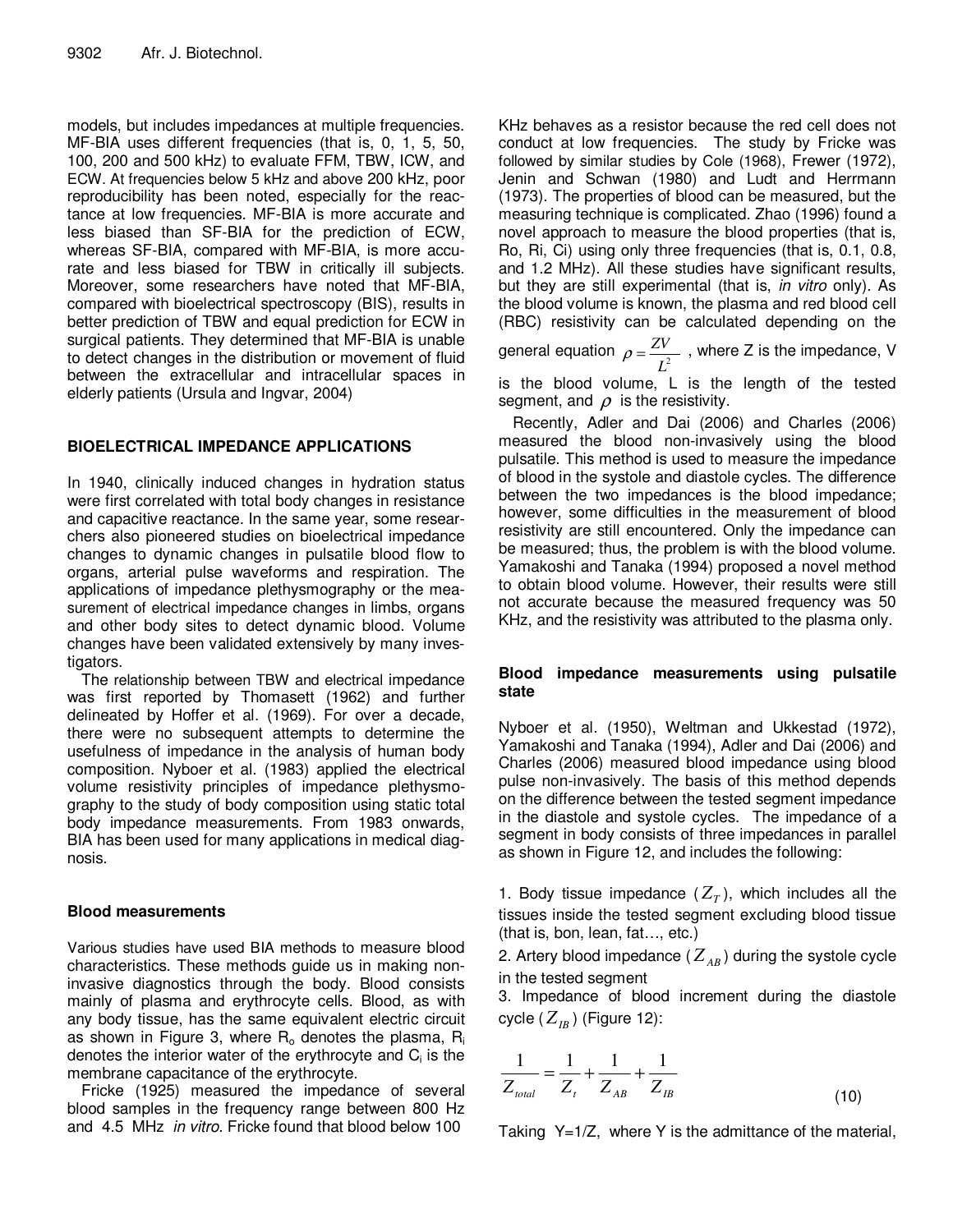models, but includes impedances at multiple frequencies. MF-BIA uses different frequencies (that is, 0, 1, 5, 50, 100, 200 and 500 kHz) to evaluate FFM, TBW, ICW, and ECW. At frequencies below 5 kHz and above 200 kHz, poor reproducibility has been noted, especially for the reactance at low frequencies. MF-BIA is more accurate and less biased than SF-BIA for the prediction of ECW, whereas SF-BIA, compared with MF-BIA, is more accurate and less biased for TBW in critically ill subjects. Moreover, some researchers have noted that MF-BIA, compared with bioelectrical spectroscopy (BIS), results in better prediction of TBW and equal prediction for ECW in surgical patients. They determined that MF-BIA is unable to detect changes in the distribution or movement of fluid between the extracellular and intracellular spaces in elderly patients (Ursula and Ingvar, 2004)

## BIOELECTRICAL IMPEDANCE APPLICATIONS

In 1940, clinically induced changes in hydration status were first correlated with total body changes in resistance and capacitive reactance. In the same year, some researchers also pioneered studies on bioelectrical impedance changes to dynamic changes in pulsatile blood flow to organs, arterial pulse waveforms and respiration. The applications of impedance plethysmography or the measurement of electrical impedance changes in limbs, organs and other body sites to detect dynamic blood. Volume changes have been validated extensively by many investigators.

The relationship between TBW and electrical impedance was first reported by Thomasett (1962) and further delineated by Hoffer et al. (1969). For over a decade, there were no subsequent attempts to determine the usefulness of impedance in the analysis of human body composition. Nyboer et al. (1983) applied the electrical volume resistivity principles of impedance plethysmography to the study of body composition using static total body impedance measurements. From 1983 onwards, BIA has been used for many applications in medical diagnosis.

### Blood measurements

Various studies have used BIA methods to measure blood characteristics. These methods guide us in making non-invasive diagnostics through the body. Blood consists mainly of plasma and erythrocyte cells. Blood, as with any body tissue, has the same equivalent electric circuit as shown in Figure 3, where $R_o$ denotes the plasma, $R_i$ denotes the interior water of the erythrocyte and $C_i$ is the membrane capacitance of the erythrocyte.

Fricke (1925) measured the impedance of several blood samples in the frequency range between 800 Hz and 4.5 MHz *in vitro*. Fricke found that blood below 100 KHz behaves as a resistor because the red cell does not conduct at low frequencies. The study by Fricke was followed by similar studies by Cole (1968), Frewer (1972), Jenin and Schwan (1980) and Ludt and Herrmann (1973). The properties of blood can be measured, but the measuring technique is complicated. Zhao (1996) found a novel approach to measure the blood properties (that is, Ro, Ri, Ci) using only three frequencies (that is, 0.1, 0.8, and 1.2 MHz). All these studies have significant results, but they are still experimental (that is, *in vitro* only). As the blood volume is known, the plasma and red blood cell (RBC) resistivity can be calculated depending on the general equation $\rho = \frac{ZV}{L^2}$, where Z is the impedance, V is the blood volume, L is the length of the tested segment, and $\rho$ is the resistivity.

Recently, Adler and Dai (2006) and Charles (2006) measured the blood non-invasively using the blood pulsatile. This method is used to measure the impedance of blood in the systole and diastole cycles. The difference between the two impedances is the blood impedance; however, some difficulties in the measurement of blood resistivity are still encountered. Only the impedance can be measured; thus, the problem is with the blood volume. Yamakoshi and Tanaka (1994) proposed a novel method to obtain blood volume. However, their results were still not accurate because the measured frequency was 50 KHz, and the resistivity was attributed to the plasma only.

### Blood impedance measurements using pulsatile state

Nyboer et al. (1950), Weltman and Ukkestad (1972), Yamakoshi and Tanaka (1994), Adler and Dai (2006) and Charles (2006) measured blood impedance using blood pulse non-invasively. The basis of this method depends on the difference between the tested segment impedance in the diastole and systole cycles. The impedance of a segment in body consists of three impedances in parallel as shown in Figure 12, and includes the following:

1. Body tissue impedance ($Z_T$), which includes all the tissues inside the tested segment excluding blood tissue (that is, bon, lean, fat…, etc.)
2. Artery blood impedance ($Z_{AB}$) during the systole cycle in the tested segment
3. Impedance of blood increment during the diastole cycle ($Z_{IB}$) (Figure 12):

$$\frac{1}{Z_{total}} = \frac{1}{Z_t} + \frac{1}{Z_{AB}} + \frac{1}{Z_{IB}} \quad (10)$$

Taking Y=1/Z, where Y is the admittance of the material,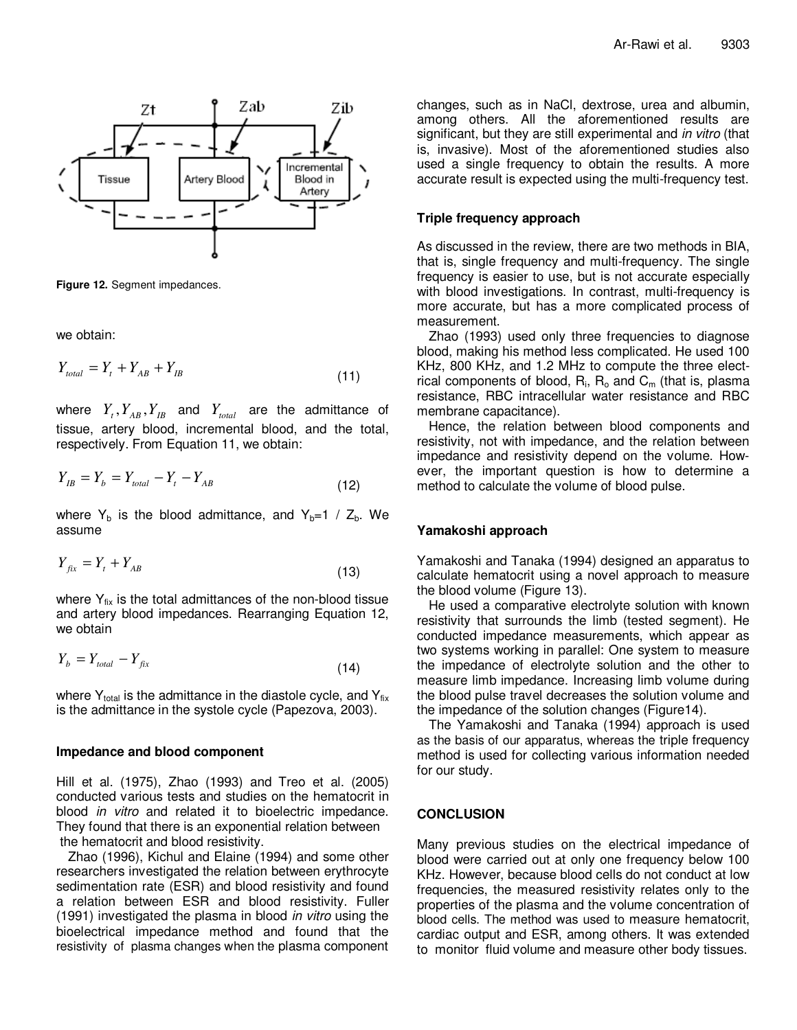Figure 12. Segment impedances.

we obtain:

$$Y_{total} = Y_t + Y_{AB} + Y_{IB} \tag{11}$$

where $Y_t, Y_{AB}, Y_{IB}$ and $Y_{total}$ are the admittance of tissue, artery blood, incremental blood, and the total, respectively. From Equation 11, we obtain:

$$Y_{IB} = Y_b = Y_{total} - Y_t - Y_{AB} \tag{12}$$

where $Y_b$ is the blood admittance, and $Y_b = 1 / Z_b$. We assume

$$Y_{fix} = Y_t + Y_{AB} \tag{13}$$

where $Y_{fix}$ is the total admittances of the non-blood tissue and artery blood impedances. Rearranging Equation 12, we obtain

$$Y_b = Y_{total} - Y_{fix} \tag{14}$$

where $Y_{total}$ is the admittance in the diastole cycle, and $Y_{fix}$ is the admittance in the systole cycle (Papezova, 2003).

### Impedance and blood component

Hill et al. (1975), Zhao (1993) and Treo et al. (2005) conducted various tests and studies on the hematocrit in blood *in vitro* and related it to bioelectric impedance. They found that there is an exponential relation between the hematocrit and blood resistivity.

Zhao (1996), Kichul and Elaine (1994) and some other researchers investigated the relation between erythrocyte sedimentation rate (ESR) and blood resistivity and found a relation between ESR and blood resistivity. Fuller (1991) investigated the plasma in blood *in vitro* using the bioelectrical impedance method and found that the resistivity of plasma changes when the plasma component changes, such as in NaCl, dextrose, urea and albumin, among others. All the aforementioned results are significant, but they are still experimental and *in vitro* (that is, invasive). Most of the aforementioned studies also used a single frequency to obtain the results. A more accurate result is expected using the multi-frequency test.

### Triple frequency approach

As discussed in the review, there are two methods in BIA, that is, single frequency and multi-frequency. The single frequency is easier to use, but is not accurate especially with blood investigations. In contrast, multi-frequency is more accurate, but has a more complicated process of measurement.

Zhao (1993) used only three frequencies to diagnose blood, making his method less complicated. He used 100 KHz, 800 KHz, and 1.2 MHz to compute the three electrical components of blood, $R_i$, $R_o$ and $C_m$ (that is, plasma resistance, RBC intracellular water resistance and RBC membrane capacitance).

Hence, the relation between blood components and resistivity, not with impedance, and the relation between impedance and resistivity depend on the volume. However, the important question is how to determine a method to calculate the volume of blood pulse.

### Yamakoshi approach

Yamakoshi and Tanaka (1994) designed an apparatus to calculate hematocrit using a novel approach to measure the blood volume (Figure 13).

He used a comparative electrolyte solution with known resistivity that surrounds the limb (tested segment). He conducted impedance measurements, which appear as two systems working in parallel: One system to measure the impedance of electrolyte solution and the other to measure limb impedance. Increasing limb volume during the blood pulse travel decreases the solution volume and the impedance of the solution changes (Figure14).

The Yamakoshi and Tanaka (1994) approach is used as the basis of our apparatus, whereas the triple frequency method is used for collecting various information needed for our study.

## CONCLUSION

Many previous studies on the electrical impedance of blood were carried out at only one frequency below 100 KHz. However, because blood cells do not conduct at low frequencies, the measured resistivity relates only to the properties of the plasma and the volume concentration of blood cells. The method was used to measure hematocrit, cardiac output and ESR, among others. It was extended to monitor fluid volume and measure other body tissues.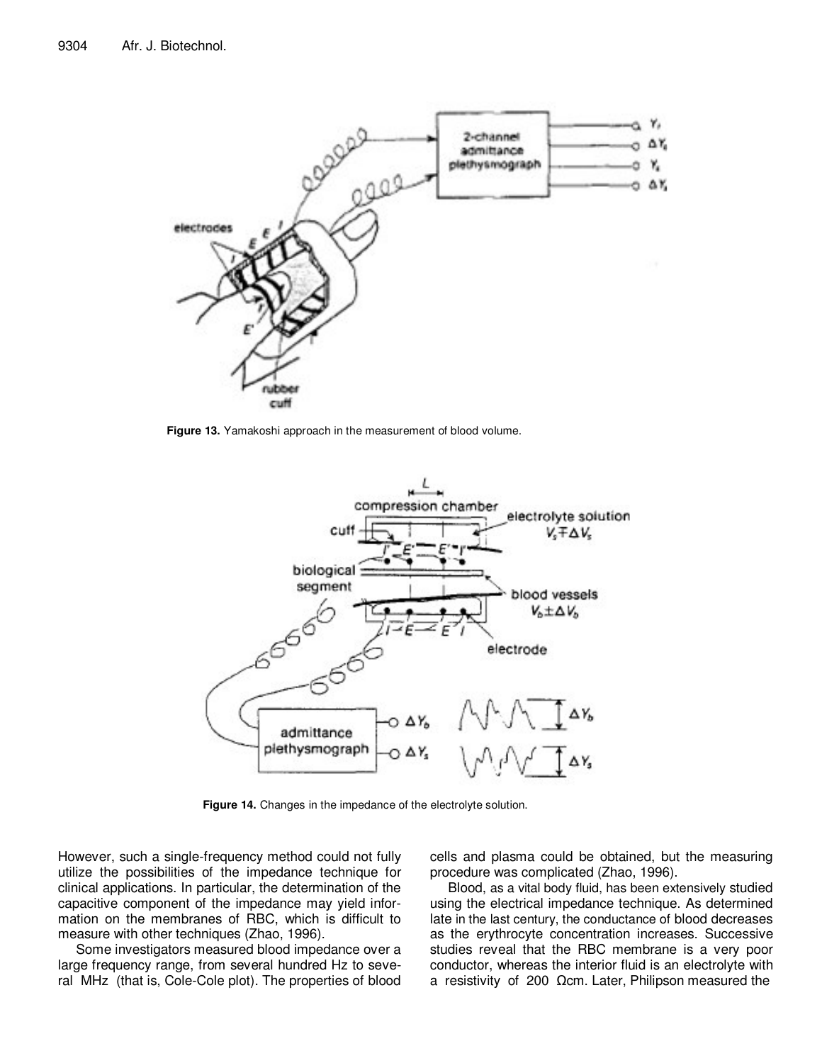Figure 13. Yamakoshi approach in the measurement of blood volume.

Figure 14. Changes in the impedance of the electrolyte solution.

However, such a single-frequency method could not fully utilize the possibilities of the impedance technique for clinical applications. In particular, the determination of the capacitive component of the impedance may yield information on the membranes of RBC, which is difficult to measure with other techniques (Zhao, 1996).

Some investigators measured blood impedance over a large frequency range, from several hundred Hz to several MHz (that is, Cole-Cole plot). The properties of blood cells and plasma could be obtained, but the measuring procedure was complicated (Zhao, 1996).

Blood, as a vital body fluid, has been extensively studied using the electrical impedance technique. As determined late in the last century, the conductance of blood decreases as the erythrocyte concentration increases. Successive studies reveal that the RBC membrane is a very poor conductor, whereas the interior fluid is an electrolyte with a resistivity of 200 Ωcm. Later, Philipson measured the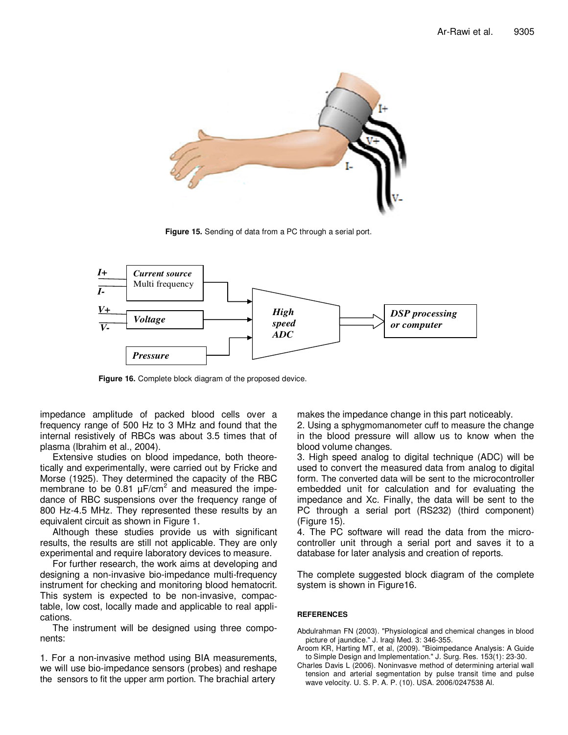Figure 15. Sending of data from a PC through a serial port.

Figure 16. Complete block diagram of the proposed device.

impedance amplitude of packed blood cells over a frequency range of 500 Hz to 3 MHz and found that the internal resistively of RBCs was about 3.5 times that of plasma (Ibrahim et al., 2004).

Extensive studies on blood impedance, both theoretically and experimentally, were carried out by Fricke and Morse (1925). They determined the capacity of the RBC membrane to be 0.81 $\mu F/cm^2$ and measured the impedance of RBC suspensions over the frequency range of 800 Hz-4.5 MHz. They represented these results by an equivalent circuit as shown in Figure 1.

Although these studies provide us with significant results, the results are still not applicable. They are only experimental and require laboratory devices to measure.

For further research, the work aims at developing and designing a non-invasive bio-impedance multi-frequency instrument for checking and monitoring blood hematocrit. This system is expected to be non-invasive, compactable, low cost, locally made and applicable to real applications.

The instrument will be designed using three components:

1. For a non-invasive method using BIA measurements, we will use bio-impedance sensors (probes) and reshape the sensors to fit the upper arm portion. The brachial artery makes the impedance change in this part noticeably.
2. Using a sphygmomanometer cuff to measure the change in the blood pressure will allow us to know when the blood volume changes.
3. High speed analog to digital technique (ADC) will be used to convert the measured data from analog to digital form. The converted data will be sent to the microcontroller embedded unit for calculation and for evaluating the impedance and Xc. Finally, the data will be sent to the PC through a serial port (RS232) (third component) (Figure 15).
4. The PC software will read the data from the micro-controller unit through a serial port and saves it to a database for later analysis and creation of reports.

The complete suggested block diagram of the complete system is shown in Figure16.

## REFERENCES

Abdulrahman FN (2003). "Physiological and chemical changes in blood picture of jaundice." J. Iraqi Med. 3: 346-355.

Aroom KR, Harting MT, et al, (2009). "Bioimpedance Analysis: A Guide to Simple Design and Implementation." J. Surg. Res. 153(1): 23-30.

Charles Davis L (2006). Noninvasve method of determining arterial wall tension and arterial segmentation by pulse transit time and pulse wave velocity. U. S. P. A. P. (10). USA. 2006/0247538 Al.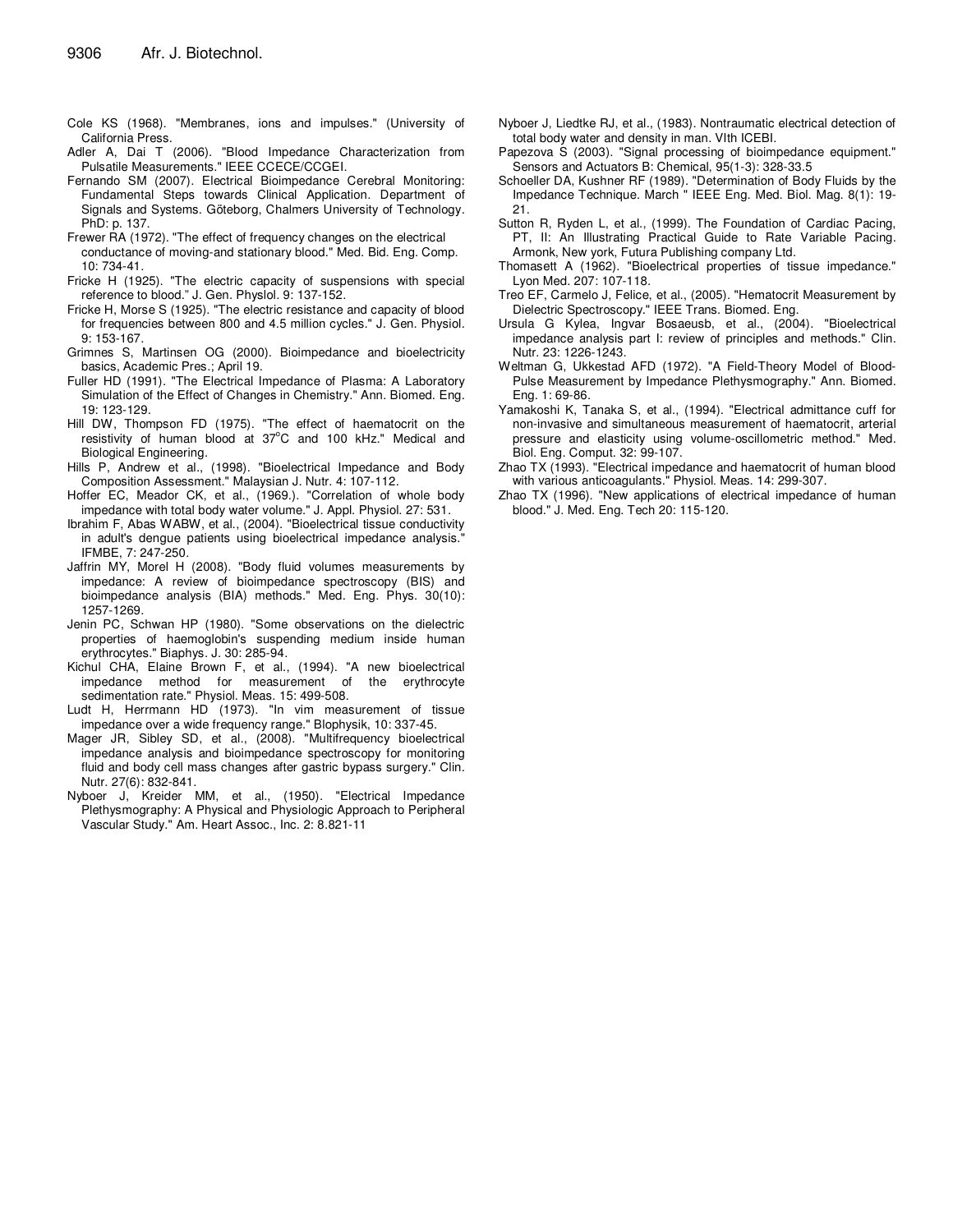Cole KS (1968). "Membranes, ions and impulses." (University of California Press.

Adler A, Dai T (2006). "Blood Impedance Characterization from Pulsatile Measurements." IEEE CCECE/CCGEI.

Fernando SM (2007). Electrical Bioimpedance Cerebral Monitoring: Fundamental Steps towards Clinical Application. Department of Signals and Systems. Göteborg, Chalmers University of Technology. PhD: p. 137.

Frewer RA (1972). "The effect of frequency changes on the electrical conductance of moving-and stationary blood." Med. Bid. Eng. Comp. 10: 734-41.

Fricke H (1925). "The electric capacity of suspensions with special reference to blood." J. Gen. Physlol. 9: 137-152.

Fricke H, Morse S (1925). "The electric resistance and capacity of blood for frequencies between 800 and 4.5 million cycles." J. Gen. Physiol. 9: 153-167.

Grimnes S, Martinsen OG (2000). Bioimpedance and bioelectricity basics, Academic Pres.; April 19.

Fuller HD (1991). "The Electrical Impedance of Plasma: A Laboratory Simulation of the Effect of Changes in Chemistry." Ann. Biomed. Eng. 19: 123-129.

Hill DW, Thompson FD (1975). "The effect of haematocrit on the resistivity of human blood at 37°C and 100 kHz." Medical and Biological Engineering.

Hills P, Andrew et al., (1998). "Bioelectrical Impedance and Body Composition Assessment." Malaysian J. Nutr. 4: 107-112.

Hoffer EC, Meador CK, et al., (1969.). "Correlation of whole body impedance with total body water volume." J. Appl. Physiol. 27: 531.

Ibrahim F, Abas WABW, et al., (2004). "Bioelectrical tissue conductivity in adult's dengue patients using bioelectrical impedance analysis." IFMBE, 7: 247-250.

Jaffrin MY, Morel H (2008). "Body fluid volumes measurements by impedance: A review of bioimpedance spectroscopy (BIS) and bioimpedance analysis (BIA) methods." Med. Eng. Phys. 30(10): 1257-1269.

Jenin PC, Schwan HP (1980). "Some observations on the dielectric properties of haemoglobin's suspending medium inside human erythrocytes." Biaphys. J. 30: 285-94.

Kichul CHA, Elaine Brown F, et al., (1994). "A new bioelectrical impedance method for measurement of the erythrocyte sedimentation rate." Physiol. Meas. 15: 499-508.

Ludt H, Herrmann HD (1973). "In vim measurement of tissue impedance over a wide frequency range." Blophysik, 10: 337-45.

Mager JR, Sibley SD, et al., (2008). "Multifrequency bioelectrical impedance analysis and bioimpedance spectroscopy for monitoring fluid and body cell mass changes after gastric bypass surgery." Clin. Nutr. 27(6): 832-841.

Nyboer J, Kreider MM, et al., (1950). "Electrical Impedance Plethysmography: A Physical and Physiologic Approach to Peripheral Vascular Study." Am. Heart Assoc., Inc. 2: 8.821-11

Nyboer J, Liedtke RJ, et al., (1983). Nontraumatic electrical detection of total body water and density in man. VIth ICEBI.

Papezova S (2003). "Signal processing of bioimpedance equipment." Sensors and Actuators B: Chemical, 95(1-3): 328-33.5

Schoeller DA, Kushner RF (1989). "Determination of Body Fluids by the Impedance Technique. March " IEEE Eng. Med. Biol. Mag. 8(1): 19-21.

Sutton R, Ryden L, et al., (1999). The Foundation of Cardiac Pacing, PT, II: An Illustrating Practical Guide to Rate Variable Pacing. Armonk, New york, Futura Publishing company Ltd.

Thomasett A (1962). "Bioelectrical properties of tissue impedance." Lyon Med. 207: 107-118.

Treo EF, Carmelo J, Felice, et al., (2005). "Hematocrit Measurement by Dielectric Spectroscopy." IEEE Trans. Biomed. Eng.

Ursula G Kylea, Ingvar Bosaeusb, et al., (2004). "Bioelectrical impedance analysis part I: review of principles and methods." Clin. Nutr. 23: 1226-1243.

Weltman G, Ukkestad AFD (1972). "A Field-Theory Model of Blood-Pulse Measurement by Impedance Plethysmography." Ann. Biomed. Eng. 1: 69-86.

Yamakoshi K, Tanaka S, et al., (1994). "Electrical admittance cuff for non-invasive and simultaneous measurement of haematocrit, arterial pressure and elasticity using volume-oscillometric method." Med. Biol. Eng. Comput. 32: 99-107.

Zhao TX (1993). "Electrical impedance and haematocrit of human blood with various anticoagulants." Physiol. Meas. 14: 299-307.

Zhao TX (1996). "New applications of electrical impedance of human blood." J. Med. Eng. Tech 20: 115-120.